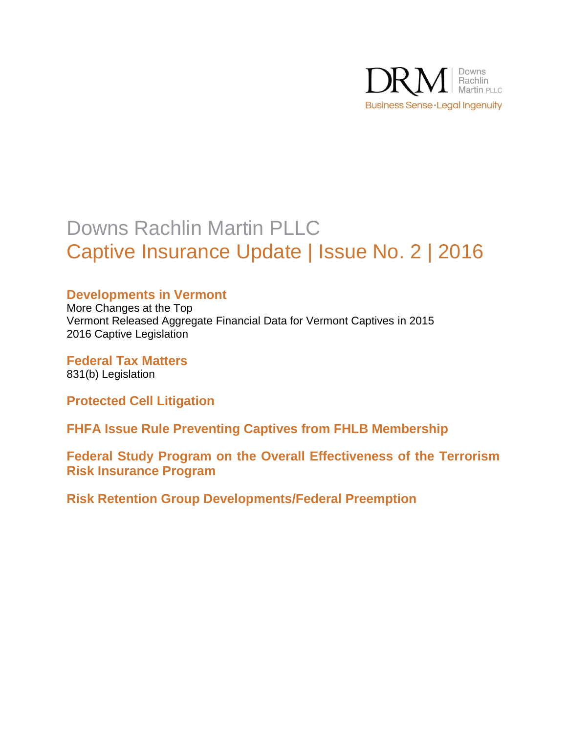DRM Downs Rachlin Martin PLLC

Business Sense·Legal Ingenuity

# Downs Rachlin Martin PLLC

# Captive Insurance Update | Issue No. 2 | 2016

## Developments in Vermont

More Changes at the Top

Vermont Released Aggregate Financial Data for Vermont Captives in 2015

2016 Captive Legislation

## Federal Tax Matters

831(b) Legislation

## Protected Cell Litigation

## FHFA Issue Rule Preventing Captives from FHLB Membership

## Federal Study Program on the Overall Effectiveness of the Terrorism Risk Insurance Program

## Risk Retention Group Developments/Federal Preemption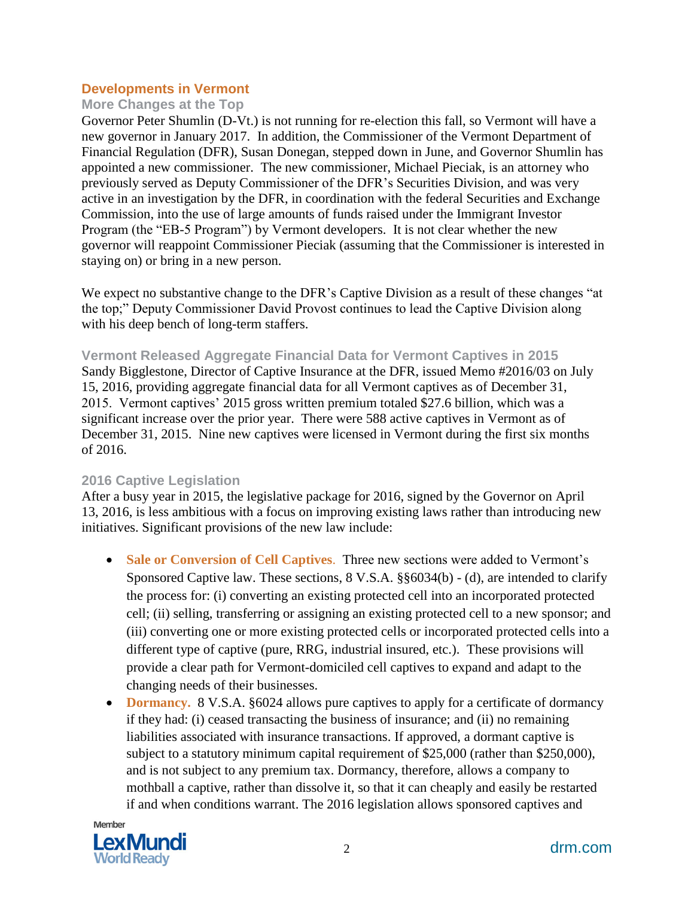## Developments in Vermont

### More Changes at the Top

Governor Peter Shumlin (D-Vt.) is not running for re-election this fall, so Vermont will have a new governor in January 2017. In addition, the Commissioner of the Vermont Department of Financial Regulation (DFR), Susan Donegan, stepped down in June, and Governor Shumlin has appointed a new commissioner. The new commissioner, Michael Pieciak, is an attorney who previously served as Deputy Commissioner of the DFR's Securities Division, and was very active in an investigation by the DFR, in coordination with the federal Securities and Exchange Commission, into the use of large amounts of funds raised under the Immigrant Investor Program (the "EB-5 Program") by Vermont developers. It is not clear whether the new governor will reappoint Commissioner Pieciak (assuming that the Commissioner is interested in staying on) or bring in a new person.

We expect no substantive change to the DFR's Captive Division as a result of these changes "at the top;" Deputy Commissioner David Provost continues to lead the Captive Division along with his deep bench of long-term staffers.

### Vermont Released Aggregate Financial Data for Vermont Captives in 2015

Sandy Bigglestone, Director of Captive Insurance at the DFR, issued Memo #2016/03 on July 15, 2016, providing aggregate financial data for all Vermont captives as of December 31, 2015. Vermont captives' 2015 gross written premium totaled $27.6 billion, which was a significant increase over the prior year. There were 588 active captives in Vermont as of December 31, 2015. Nine new captives were licensed in Vermont during the first six months of 2016.

### 2016 Captive Legislation

After a busy year in 2015, the legislative package for 2016, signed by the Governor on April 13, 2016, is less ambitious with a focus on improving existing laws rather than introducing new initiatives. Significant provisions of the new law include:

- **Sale or Conversion of Cell Captives.** Three new sections were added to Vermont's Sponsored Captive law. These sections, 8 V.S.A. §§6034(b) - (d), are intended to clarify the process for: (i) converting an existing protected cell into an incorporated protected cell; (ii) selling, transferring or assigning an existing protected cell to a new sponsor; and (iii) converting one or more existing protected cells or incorporated protected cells into a different type of captive (pure, RRG, industrial insured, etc.). These provisions will provide a clear path for Vermont-domiciled cell captives to expand and adapt to the changing needs of their businesses.
- **Dormancy.** 8 V.S.A. §6024 allows pure captives to apply for a certificate of dormancy if they had: (i) ceased transacting the business of insurance; and (ii) no remaining liabilities associated with insurance transactions. If approved, a dormant captive is subject to a statutory minimum capital requirement of $25,000 (rather than $250,000), and is not subject to any premium tax. Dormancy, therefore, allows a company to mothball a captive, rather than dissolve it, so that it can cheaply and easily be restarted if and when conditions warrant. The 2016 legislation allows sponsored captives and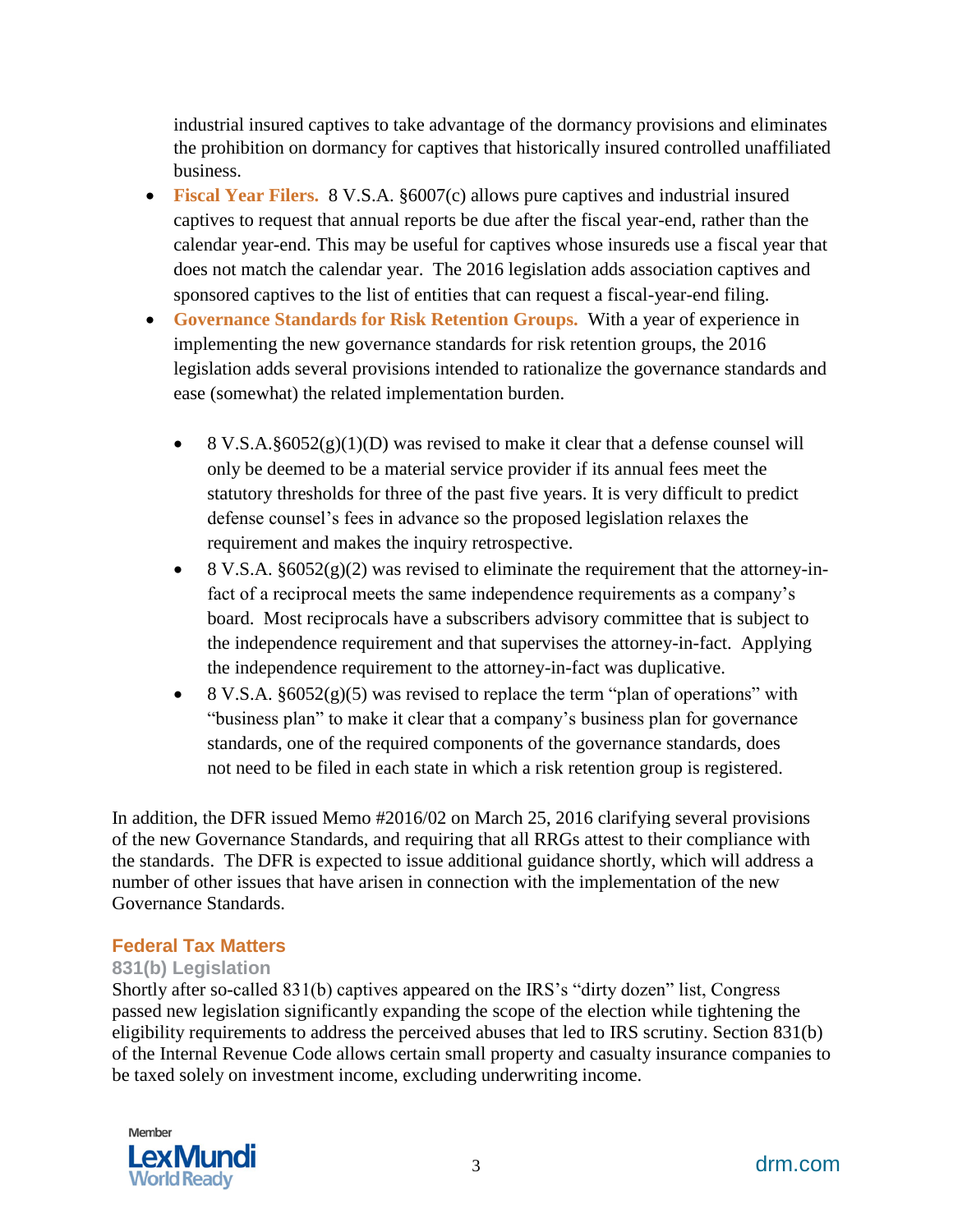industrial insured captives to take advantage of the dormancy provisions and eliminates the prohibition on dormancy for captives that historically insured controlled unaffiliated business.

- **Fiscal Year Filers.** 8 V.S.A. §6007(c) allows pure captives and industrial insured captives to request that annual reports be due after the fiscal year-end, rather than the calendar year-end. This may be useful for captives whose insureds use a fiscal year that does not match the calendar year. The 2016 legislation adds association captives and sponsored captives to the list of entities that can request a fiscal-year-end filing.
- **Governance Standards for Risk Retention Groups.** With a year of experience in implementing the new governance standards for risk retention groups, the 2016 legislation adds several provisions intended to rationalize the governance standards and ease (somewhat) the related implementation burden.

  - 8 V.S.A.§6052(g)(1)(D) was revised to make it clear that a defense counsel will only be deemed to be a material service provider if its annual fees meet the statutory thresholds for three of the past five years. It is very difficult to predict defense counsel's fees in advance so the proposed legislation relaxes the requirement and makes the inquiry retrospective.
  - 8 V.S.A. §6052(g)(2) was revised to eliminate the requirement that the attorney-in-fact of a reciprocal meets the same independence requirements as a company's board. Most reciprocals have a subscribers advisory committee that is subject to the independence requirement and that supervises the attorney-in-fact. Applying the independence requirement to the attorney-in-fact was duplicative.
  - 8 V.S.A. §6052(g)(5) was revised to replace the term "plan of operations" with "business plan" to make it clear that a company's business plan for governance standards, one of the required components of the governance standards, does not need to be filed in each state in which a risk retention group is registered.

In addition, the DFR issued Memo #2016/02 on March 25, 2016 clarifying several provisions of the new Governance Standards, and requiring that all RRGs attest to their compliance with the standards. The DFR is expected to issue additional guidance shortly, which will address a number of other issues that have arisen in connection with the implementation of the new Governance Standards.

## Federal Tax Matters

### 831(b) Legislation

Shortly after so-called 831(b) captives appeared on the IRS's "dirty dozen" list, Congress passed new legislation significantly expanding the scope of the election while tightening the eligibility requirements to address the perceived abuses that led to IRS scrutiny. Section 831(b) of the Internal Revenue Code allows certain small property and casualty insurance companies to be taxed solely on investment income, excluding underwriting income.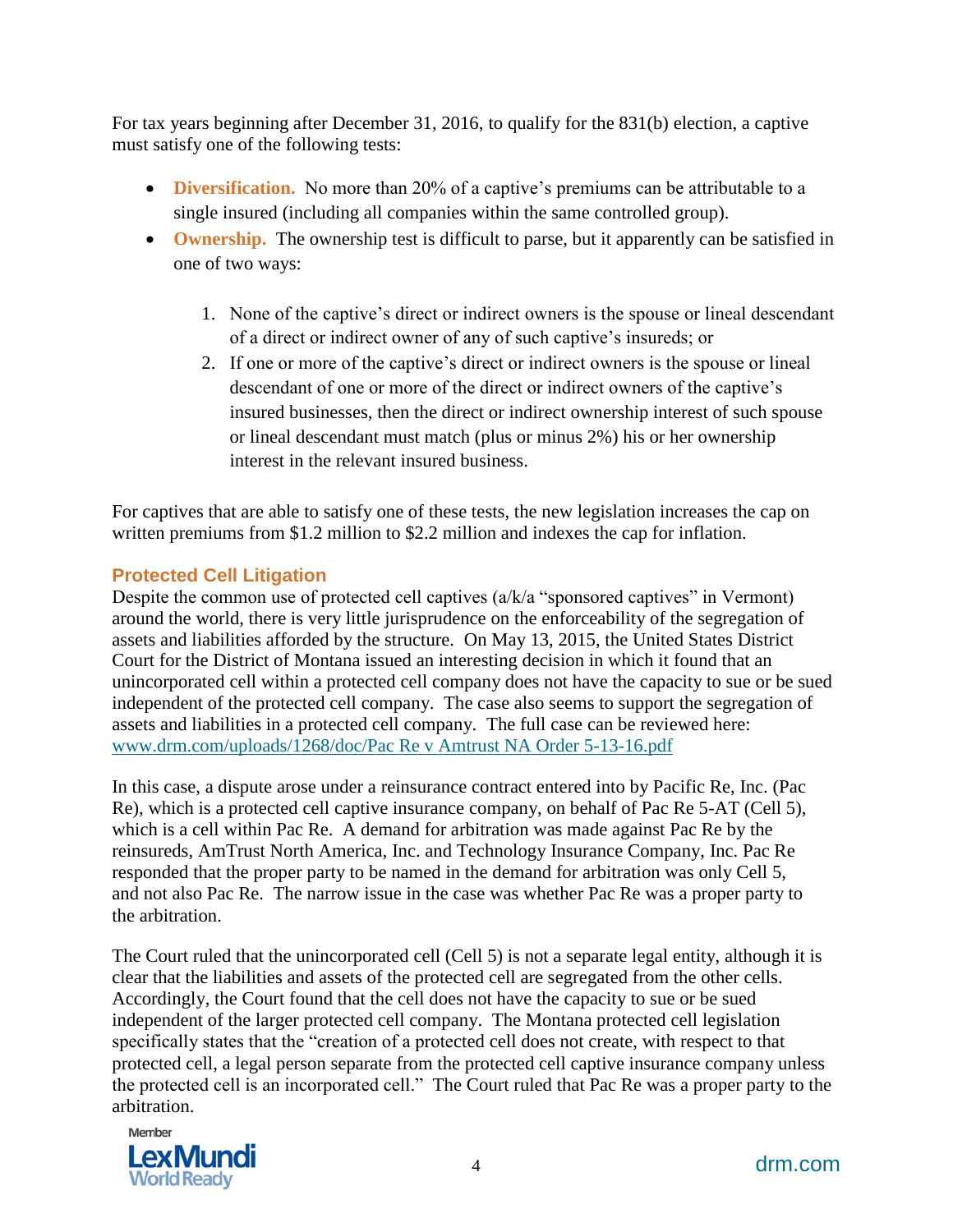For tax years beginning after December 31, 2016, to qualify for the 831(b) election, a captive must satisfy one of the following tests:

- **Diversification.** No more than 20% of a captive's premiums can be attributable to a single insured (including all companies within the same controlled group).
- **Ownership.** The ownership test is difficult to parse, but it apparently can be satisfied in one of two ways:

    1. None of the captive's direct or indirect owners is the spouse or lineal descendant of a direct or indirect owner of any of such captive's insureds; or
    2. If one or more of the captive's direct or indirect owners is the spouse or lineal descendant of one or more of the direct or indirect owners of the captive's insured businesses, then the direct or indirect ownership interest of such spouse or lineal descendant must match (plus or minus 2%) his or her ownership interest in the relevant insured business.

For captives that are able to satisfy one of these tests, the new legislation increases the cap on written premiums from $1.2 million to $2.2 million and indexes the cap for inflation.

### Protected Cell Litigation

Despite the common use of protected cell captives (a/k/a "sponsored captives" in Vermont) around the world, there is very little jurisprudence on the enforceability of the segregation of assets and liabilities afforded by the structure. On May 13, 2015, the United States District Court for the District of Montana issued an interesting decision in which it found that an unincorporated cell within a protected cell company does not have the capacity to sue or be sued independent of the protected cell company. The case also seems to support the segregation of assets and liabilities in a protected cell company. The full case can be reviewed here: www.drm.com/uploads/1268/doc/Pac Re v Amtrust NA Order 5-13-16.pdf

In this case, a dispute arose under a reinsurance contract entered into by Pacific Re, Inc. (Pac Re), which is a protected cell captive insurance company, on behalf of Pac Re 5-AT (Cell 5), which is a cell within Pac Re. A demand for arbitration was made against Pac Re by the reinsureds, AmTrust North America, Inc. and Technology Insurance Company, Inc. Pac Re responded that the proper party to be named in the demand for arbitration was only Cell 5, and not also Pac Re. The narrow issue in the case was whether Pac Re was a proper party to the arbitration.

The Court ruled that the unincorporated cell (Cell 5) is not a separate legal entity, although it is clear that the liabilities and assets of the protected cell are segregated from the other cells. Accordingly, the Court found that the cell does not have the capacity to sue or be sued independent of the larger protected cell company. The Montana protected cell legislation specifically states that the "creation of a protected cell does not create, with respect to that protected cell, a legal person separate from the protected cell captive insurance company unless the protected cell is an incorporated cell." The Court ruled that Pac Re was a proper party to the arbitration.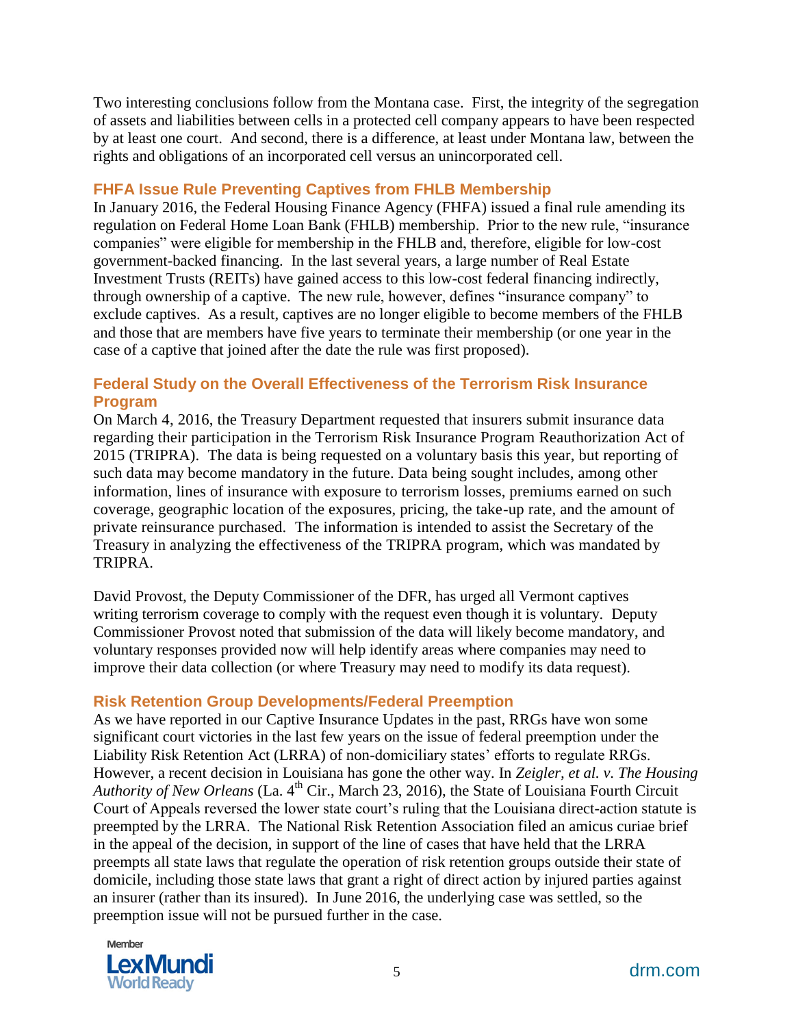Two interesting conclusions follow from the Montana case. First, the integrity of the segregation of assets and liabilities between cells in a protected cell company appears to have been respected by at least one court. And second, there is a difference, at least under Montana law, between the rights and obligations of an incorporated cell versus an unincorporated cell.

### FHFA Issue Rule Preventing Captives from FHLB Membership

In January 2016, the Federal Housing Finance Agency (FHFA) issued a final rule amending its regulation on Federal Home Loan Bank (FHLB) membership. Prior to the new rule, "insurance companies" were eligible for membership in the FHLB and, therefore, eligible for low-cost government-backed financing. In the last several years, a large number of Real Estate Investment Trusts (REITs) have gained access to this low-cost federal financing indirectly, through ownership of a captive. The new rule, however, defines "insurance company" to exclude captives. As a result, captives are no longer eligible to become members of the FHLB and those that are members have five years to terminate their membership (or one year in the case of a captive that joined after the date the rule was first proposed).

### Federal Study on the Overall Effectiveness of the Terrorism Risk Insurance Program

On March 4, 2016, the Treasury Department requested that insurers submit insurance data regarding their participation in the Terrorism Risk Insurance Program Reauthorization Act of 2015 (TRIPRA). The data is being requested on a voluntary basis this year, but reporting of such data may become mandatory in the future. Data being sought includes, among other information, lines of insurance with exposure to terrorism losses, premiums earned on such coverage, geographic location of the exposures, pricing, the take-up rate, and the amount of private reinsurance purchased. The information is intended to assist the Secretary of the Treasury in analyzing the effectiveness of the TRIPRA program, which was mandated by TRIPRA.

David Provost, the Deputy Commissioner of the DFR, has urged all Vermont captives writing terrorism coverage to comply with the request even though it is voluntary. Deputy Commissioner Provost noted that submission of the data will likely become mandatory, and voluntary responses provided now will help identify areas where companies may need to improve their data collection (or where Treasury may need to modify its data request).

### Risk Retention Group Developments/Federal Preemption

As we have reported in our Captive Insurance Updates in the past, RRGs have won some significant court victories in the last few years on the issue of federal preemption under the Liability Risk Retention Act (LRRA) of non-domiciliary states' efforts to regulate RRGs. However, a recent decision in Louisiana has gone the other way. In *Zeigler, et al. v. The Housing Authority of New Orleans* (La. 4th Cir., March 23, 2016), the State of Louisiana Fourth Circuit Court of Appeals reversed the lower state court's ruling that the Louisiana direct-action statute is preempted by the LRRA. The National Risk Retention Association filed an amicus curiae brief in the appeal of the decision, in support of the line of cases that have held that the LRRA preempts all state laws that regulate the operation of risk retention groups outside their state of domicile, including those state laws that grant a right of direct action by injured parties against an insurer (rather than its insured). In June 2016, the underlying case was settled, so the preemption issue will not be pursued further in the case.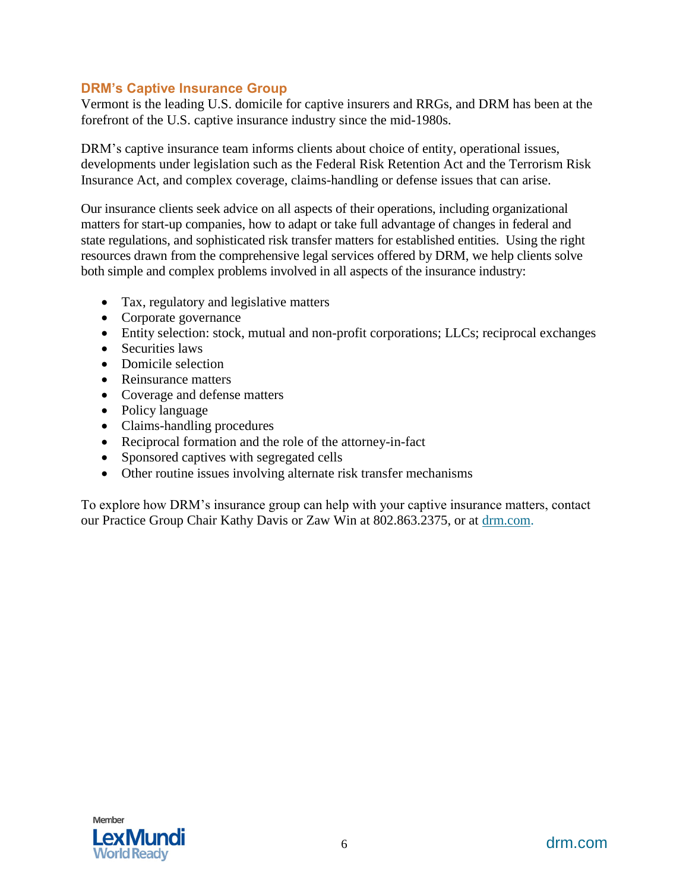## DRM's Captive Insurance Group

Vermont is the leading U.S. domicile for captive insurers and RRGs, and DRM has been at the forefront of the U.S. captive insurance industry since the mid-1980s.

DRM's captive insurance team informs clients about choice of entity, operational issues, developments under legislation such as the Federal Risk Retention Act and the Terrorism Risk Insurance Act, and complex coverage, claims-handling or defense issues that can arise.

Our insurance clients seek advice on all aspects of their operations, including organizational matters for start-up companies, how to adapt or take full advantage of changes in federal and state regulations, and sophisticated risk transfer matters for established entities. Using the right resources drawn from the comprehensive legal services offered by DRM, we help clients solve both simple and complex problems involved in all aspects of the insurance industry:

- Tax, regulatory and legislative matters
- Corporate governance
- Entity selection: stock, mutual and non-profit corporations; LLCs; reciprocal exchanges
- Securities laws
- Domicile selection
- Reinsurance matters
- Coverage and defense matters
- Policy language
- Claims-handling procedures
- Reciprocal formation and the role of the attorney-in-fact
- Sponsored captives with segregated cells
- Other routine issues involving alternate risk transfer mechanisms

To explore how DRM's insurance group can help with your captive insurance matters, contact our Practice Group Chair Kathy Davis or Zaw Win at 802.863.2375, or at drm.com.

Member LexMundi World Ready

drm.com